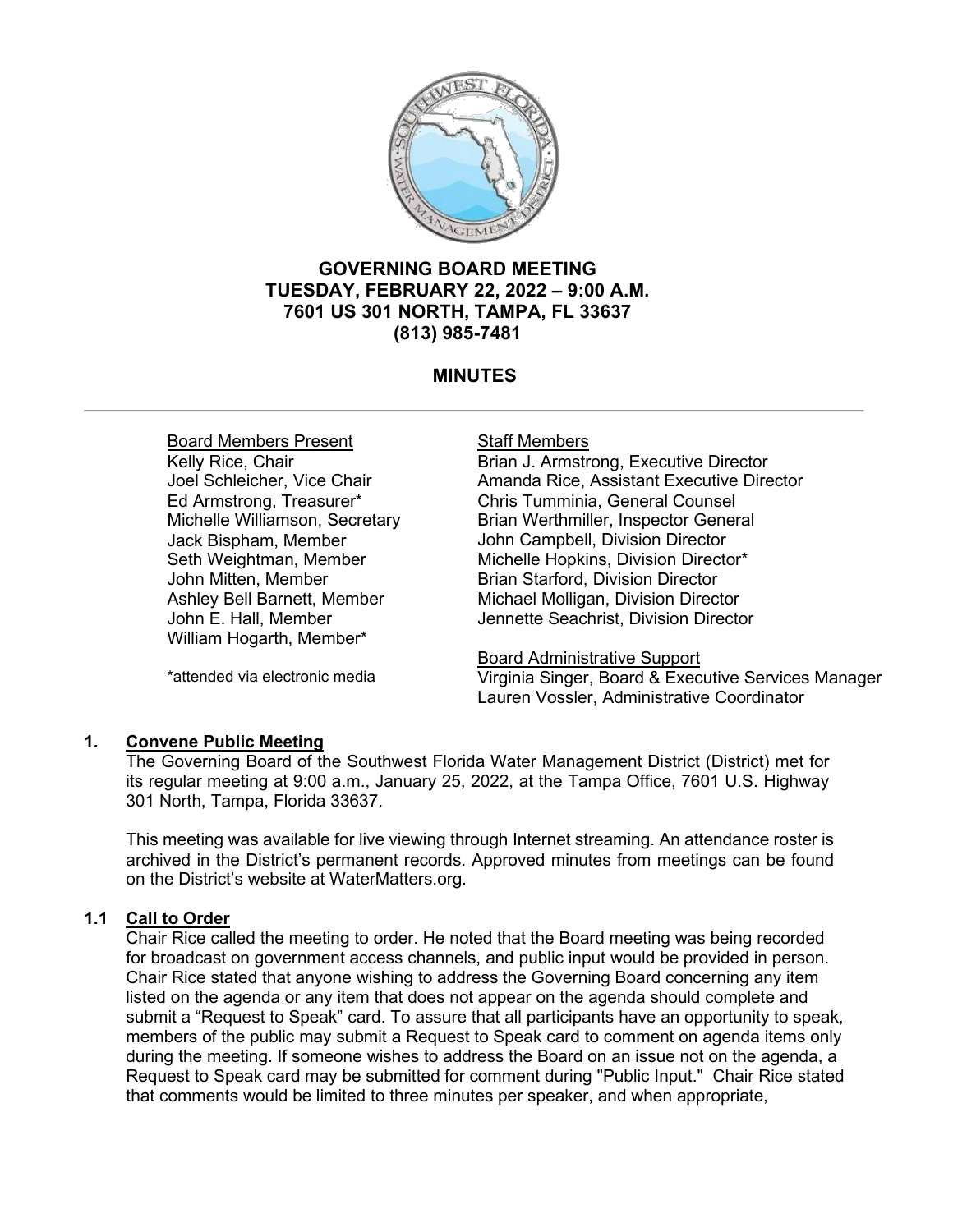# GOVERNING BOARD MEETING
# TUESDAY, FEBRUARY 22, 2022 – 9:00 A.M.
# 7601 US 301 NORTH, TAMPA, FL 33637
# (813) 985-7481

## MINUTES

Board Members Present
Kelly Rice, Chair
Joel Schleicher, Vice Chair
Ed Armstrong, Treasurer*
Michelle Williamson, Secretary
Jack Bispham, Member
Seth Weightman, Member
John Mitten, Member
Ashley Bell Barnett, Member
John E. Hall, Member
William Hogarth, Member*

*attended via electronic media

Staff Members
Brian J. Armstrong, Executive Director
Amanda Rice, Assistant Executive Director
Chris Tumminia, General Counsel
Brian Werthmiller, Inspector General
John Campbell, Division Director
Michelle Hopkins, Division Director*
Brian Starford, Division Director
Michael Molligan, Division Director
Jennette Seachrist, Division Director

Board Administrative Support
Virginia Singer, Board & Executive Services Manager
Lauren Vossler, Administrative Coordinator

### 1. Convene Public Meeting

The Governing Board of the Southwest Florida Water Management District (District) met for its regular meeting at 9:00 a.m., January 25, 2022, at the Tampa Office, 7601 U.S. Highway 301 North, Tampa, Florida 33637.

This meeting was available for live viewing through Internet streaming. An attendance roster is archived in the District's permanent records. Approved minutes from meetings can be found on the District's website at WaterMatters.org.

### 1.1 Call to Order

Chair Rice called the meeting to order. He noted that the Board meeting was being recorded for broadcast on government access channels, and public input would be provided in person. Chair Rice stated that anyone wishing to address the Governing Board concerning any item listed on the agenda or any item that does not appear on the agenda should complete and submit a "Request to Speak" card. To assure that all participants have an opportunity to speak, members of the public may submit a Request to Speak card to comment on agenda items only during the meeting. If someone wishes to address the Board on an issue not on the agenda, a Request to Speak card may be submitted for comment during "Public Input." Chair Rice stated that comments would be limited to three minutes per speaker, and when appropriate,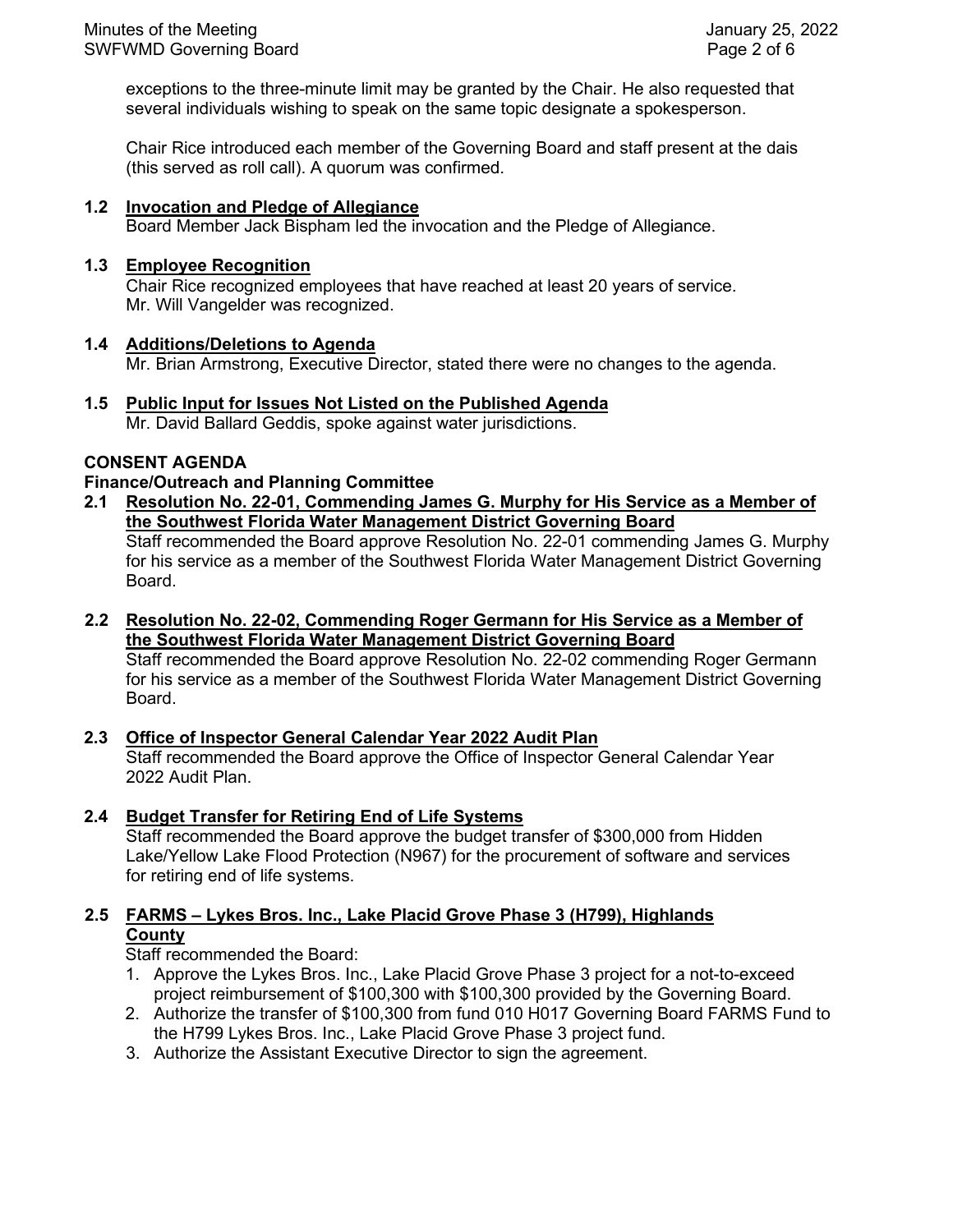exceptions to the three-minute limit may be granted by the Chair. He also requested that several individuals wishing to speak on the same topic designate a spokesperson.

Chair Rice introduced each member of the Governing Board and staff present at the dais (this served as roll call). A quorum was confirmed.

**1.2 Invocation and Pledge of Allegiance**
Board Member Jack Bispham led the invocation and the Pledge of Allegiance.

**1.3 Employee Recognition**
Chair Rice recognized employees that have reached at least 20 years of service. Mr. Will Vangelder was recognized.

**1.4 Additions/Deletions to Agenda**
Mr. Brian Armstrong, Executive Director, stated there were no changes to the agenda.

**1.5 Public Input for Issues Not Listed on the Published Agenda**
Mr. David Ballard Geddis, spoke against water jurisdictions.

**CONSENT AGENDA**

**Finance/Outreach and Planning Committee**

**2.1 Resolution No. 22-01, Commending James G. Murphy for His Service as a Member of the Southwest Florida Water Management District Governing Board**
Staff recommended the Board approve Resolution No. 22-01 commending James G. Murphy for his service as a member of the Southwest Florida Water Management District Governing Board.

**2.2 Resolution No. 22-02, Commending Roger Germann for His Service as a Member of the Southwest Florida Water Management District Governing Board**
Staff recommended the Board approve Resolution No. 22-02 commending Roger Germann for his service as a member of the Southwest Florida Water Management District Governing Board.

**2.3 Office of Inspector General Calendar Year 2022 Audit Plan**
Staff recommended the Board approve the Office of Inspector General Calendar Year 2022 Audit Plan.

**2.4 Budget Transfer for Retiring End of Life Systems**
Staff recommended the Board approve the budget transfer of $300,000 from Hidden Lake/Yellow Lake Flood Protection (N967) for the procurement of software and services for retiring end of life systems.

**2.5 FARMS – Lykes Bros. Inc., Lake Placid Grove Phase 3 (H799), Highlands County**
Staff recommended the Board:

1. Approve the Lykes Bros. Inc., Lake Placid Grove Phase 3 project for a not-to-exceed project reimbursement of $100,300 with $100,300 provided by the Governing Board.
2. Authorize the transfer of $100,300 from fund 010 H017 Governing Board FARMS Fund to the H799 Lykes Bros. Inc., Lake Placid Grove Phase 3 project fund.
3. Authorize the Assistant Executive Director to sign the agreement.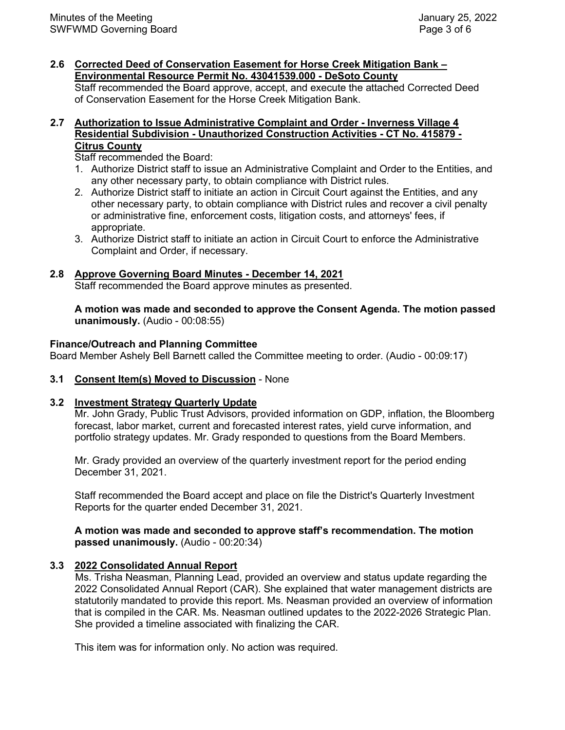**2.6 Corrected Deed of Conservation Easement for Horse Creek Mitigation Bank – Environmental Resource Permit No. 43041539.000 - DeSoto County**

Staff recommended the Board approve, accept, and execute the attached Corrected Deed of Conservation Easement for the Horse Creek Mitigation Bank.

**2.7 Authorization to Issue Administrative Complaint and Order - Inverness Village 4 Residential Subdivision - Unauthorized Construction Activities - CT No. 415879 - Citrus County**

Staff recommended the Board:

1. Authorize District staff to issue an Administrative Complaint and Order to the Entities, and any other necessary party, to obtain compliance with District rules.
2. Authorize District staff to initiate an action in Circuit Court against the Entities, and any other necessary party, to obtain compliance with District rules and recover a civil penalty or administrative fine, enforcement costs, litigation costs, and attorneys' fees, if appropriate.
3. Authorize District staff to initiate an action in Circuit Court to enforce the Administrative Complaint and Order, if necessary.

**2.8 Approve Governing Board Minutes - December 14, 2021**

Staff recommended the Board approve minutes as presented.

**A motion was made and seconded to approve the Consent Agenda. The motion passed unanimously.** (Audio - 00:08:55)

**Finance/Outreach and Planning Committee**

Board Member Ashely Bell Barnett called the Committee meeting to order. (Audio - 00:09:17)

**3.1 Consent Item(s) Moved to Discussion** - None

**3.2 Investment Strategy Quarterly Update**

Mr. John Grady, Public Trust Advisors, provided information on GDP, inflation, the Bloomberg forecast, labor market, current and forecasted interest rates, yield curve information, and portfolio strategy updates. Mr. Grady responded to questions from the Board Members.

Mr. Grady provided an overview of the quarterly investment report for the period ending December 31, 2021.

Staff recommended the Board accept and place on file the District's Quarterly Investment Reports for the quarter ended December 31, 2021.

**A motion was made and seconded to approve staff's recommendation. The motion passed unanimously.** (Audio - 00:20:34)

**3.3 2022 Consolidated Annual Report**

Ms. Trisha Neasman, Planning Lead, provided an overview and status update regarding the 2022 Consolidated Annual Report (CAR). She explained that water management districts are statutorily mandated to provide this report. Ms. Neasman provided an overview of information that is compiled in the CAR. Ms. Neasman outlined updates to the 2022-2026 Strategic Plan. She provided a timeline associated with finalizing the CAR.

This item was for information only. No action was required.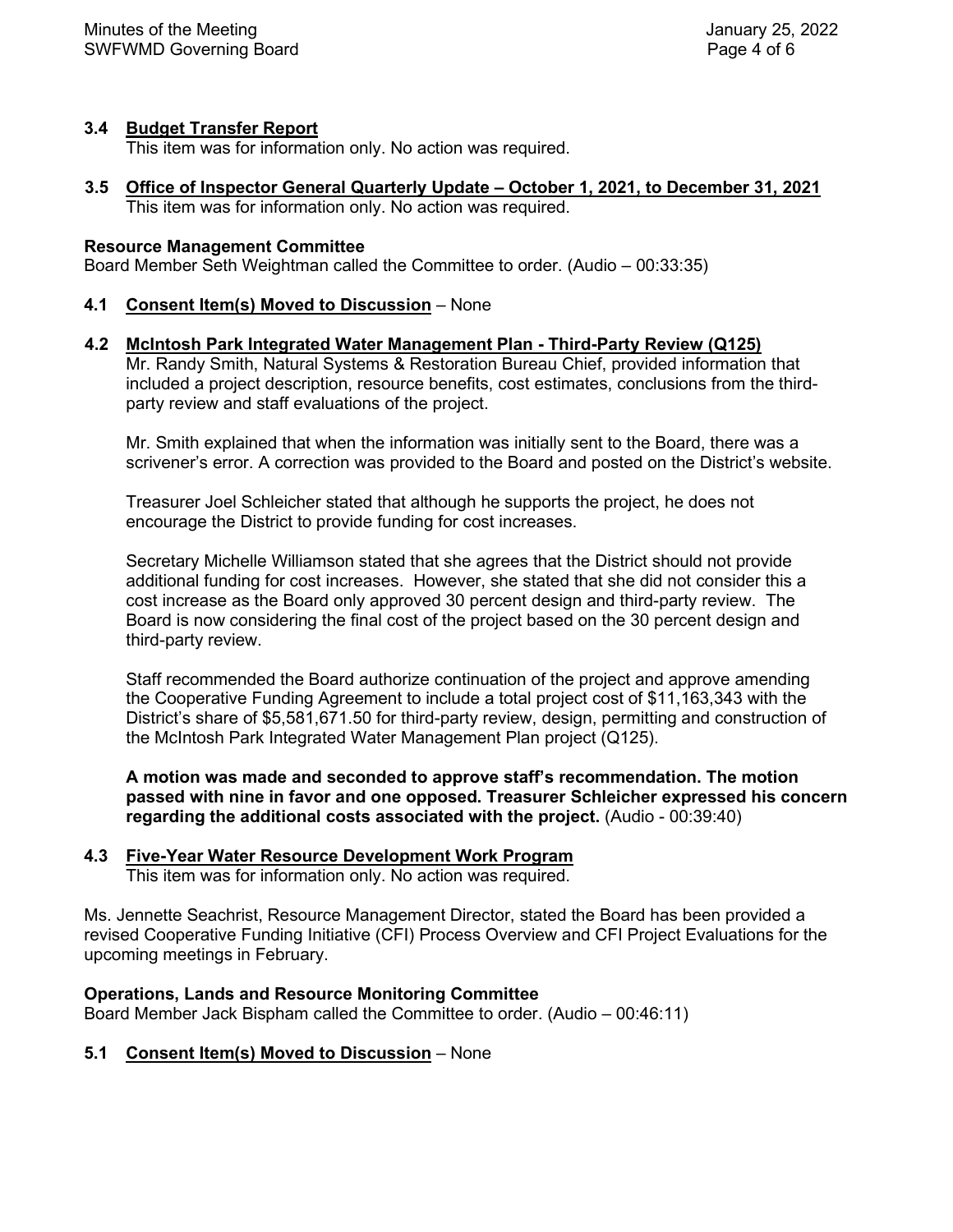**3.4 Budget Transfer Report**
This item was for information only. No action was required.

**3.5 Office of Inspector General Quarterly Update – October 1, 2021, to December 31, 2021**
This item was for information only. No action was required.

**Resource Management Committee**
Board Member Seth Weightman called the Committee to order. (Audio – 00:33:35)

**4.1 Consent Item(s) Moved to Discussion** – None

**4.2 McIntosh Park Integrated Water Management Plan - Third-Party Review (Q125)**
Mr. Randy Smith, Natural Systems & Restoration Bureau Chief, provided information that included a project description, resource benefits, cost estimates, conclusions from the third-party review and staff evaluations of the project.

Mr. Smith explained that when the information was initially sent to the Board, there was a scrivener's error. A correction was provided to the Board and posted on the District's website.

Treasurer Joel Schleicher stated that although he supports the project, he does not encourage the District to provide funding for cost increases.

Secretary Michelle Williamson stated that she agrees that the District should not provide additional funding for cost increases. However, she stated that she did not consider this a cost increase as the Board only approved 30 percent design and third-party review. The Board is now considering the final cost of the project based on the 30 percent design and third-party review.

Staff recommended the Board authorize continuation of the project and approve amending the Cooperative Funding Agreement to include a total project cost of $11,163,343 with the District's share of $5,581,671.50 for third-party review, design, permitting and construction of the McIntosh Park Integrated Water Management Plan project (Q125).

**A motion was made and seconded to approve staff's recommendation. The motion passed with nine in favor and one opposed. Treasurer Schleicher expressed his concern regarding the additional costs associated with the project.** (Audio - 00:39:40)

**4.3 Five-Year Water Resource Development Work Program**
This item was for information only. No action was required.

Ms. Jennette Seachrist, Resource Management Director, stated the Board has been provided a revised Cooperative Funding Initiative (CFI) Process Overview and CFI Project Evaluations for the upcoming meetings in February.

**Operations, Lands and Resource Monitoring Committee**
Board Member Jack Bispham called the Committee to order. (Audio – 00:46:11)

**5.1 Consent Item(s) Moved to Discussion** – None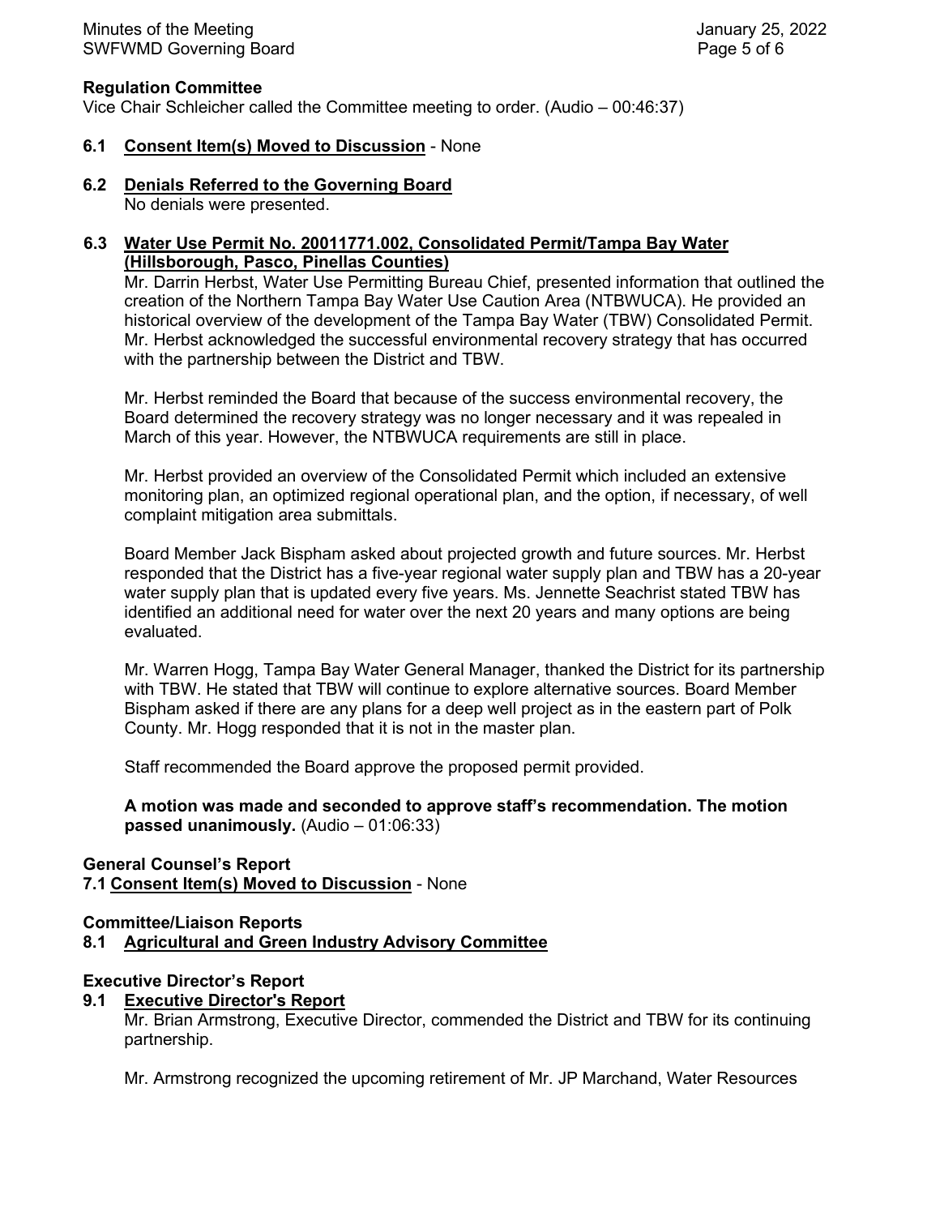**Regulation Committee**

Vice Chair Schleicher called the Committee meeting to order. (Audio – 00:46:37)

**6.1 Consent Item(s) Moved to Discussion** - None

**6.2 Denials Referred to the Governing Board**

No denials were presented.

**6.3 Water Use Permit No. 20011771.002, Consolidated Permit/Tampa Bay Water (Hillsborough, Pasco, Pinellas Counties)**

Mr. Darrin Herbst, Water Use Permitting Bureau Chief, presented information that outlined the creation of the Northern Tampa Bay Water Use Caution Area (NTBWUCA). He provided an historical overview of the development of the Tampa Bay Water (TBW) Consolidated Permit. Mr. Herbst acknowledged the successful environmental recovery strategy that has occurred with the partnership between the District and TBW.

Mr. Herbst reminded the Board that because of the success environmental recovery, the Board determined the recovery strategy was no longer necessary and it was repealed in March of this year. However, the NTBWUCA requirements are still in place.

Mr. Herbst provided an overview of the Consolidated Permit which included an extensive monitoring plan, an optimized regional operational plan, and the option, if necessary, of well complaint mitigation area submittals.

Board Member Jack Bispham asked about projected growth and future sources. Mr. Herbst responded that the District has a five-year regional water supply plan and TBW has a 20-year water supply plan that is updated every five years. Ms. Jennette Seachrist stated TBW has identified an additional need for water over the next 20 years and many options are being evaluated.

Mr. Warren Hogg, Tampa Bay Water General Manager, thanked the District for its partnership with TBW. He stated that TBW will continue to explore alternative sources. Board Member Bispham asked if there are any plans for a deep well project as in the eastern part of Polk County. Mr. Hogg responded that it is not in the master plan.

Staff recommended the Board approve the proposed permit provided.

**A motion was made and seconded to approve staff's recommendation. The motion passed unanimously.** (Audio – 01:06:33)

**General Counsel's Report**

**7.1 Consent Item(s) Moved to Discussion** - None

**Committee/Liaison Reports**

**8.1 Agricultural and Green Industry Advisory Committee**

**Executive Director's Report**

**9.1 Executive Director's Report**

Mr. Brian Armstrong, Executive Director, commended the District and TBW for its continuing partnership.

Mr. Armstrong recognized the upcoming retirement of Mr. JP Marchand, Water Resources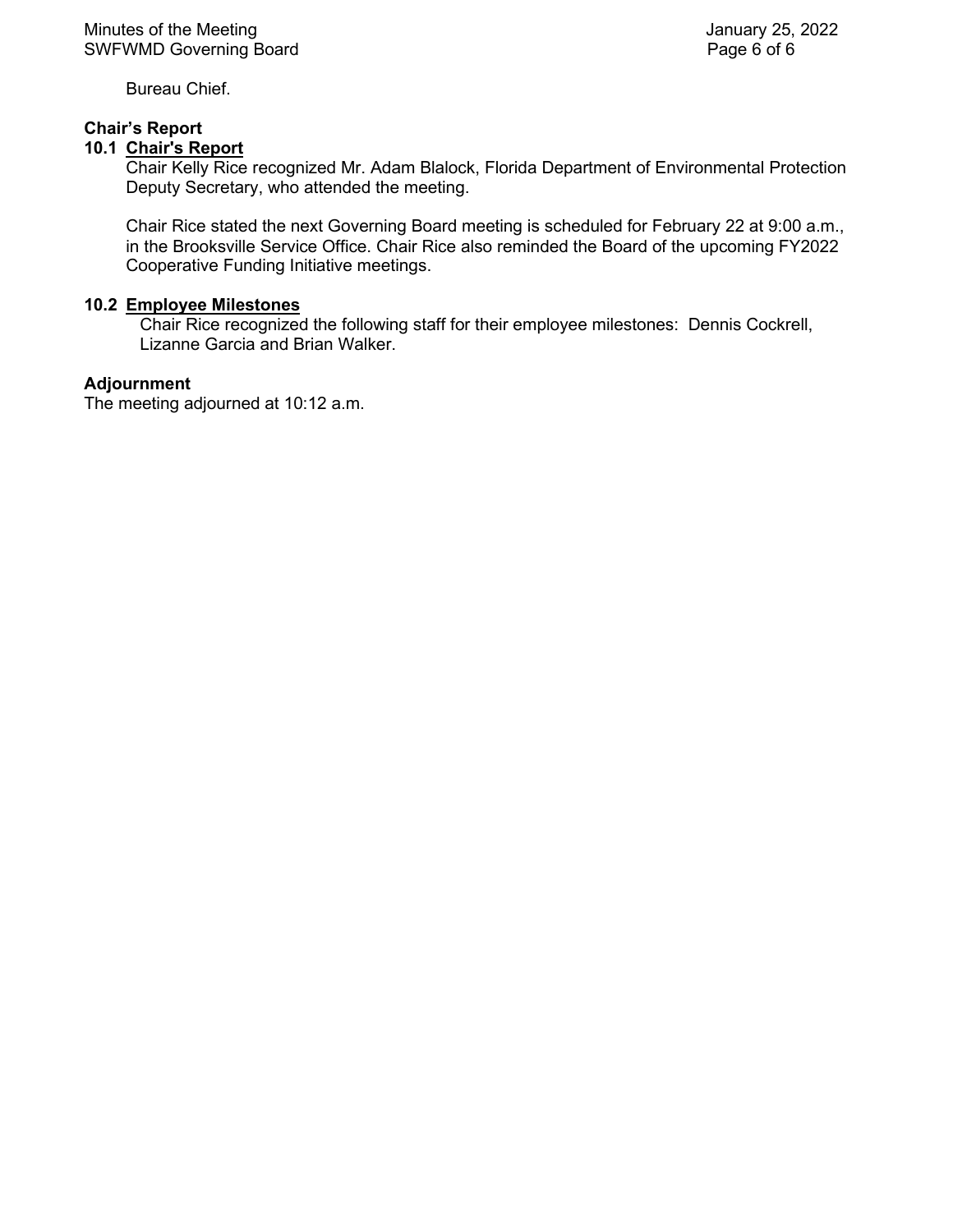Bureau Chief.

**Chair's Report**

**10.1 Chair's Report**

Chair Kelly Rice recognized Mr. Adam Blalock, Florida Department of Environmental Protection Deputy Secretary, who attended the meeting.

Chair Rice stated the next Governing Board meeting is scheduled for February 22 at 9:00 a.m., in the Brooksville Service Office. Chair Rice also reminded the Board of the upcoming FY2022 Cooperative Funding Initiative meetings.

**10.2 Employee Milestones**

Chair Rice recognized the following staff for their employee milestones: Dennis Cockrell, Lizanne Garcia and Brian Walker.

**Adjournment**

The meeting adjourned at 10:12 a.m.